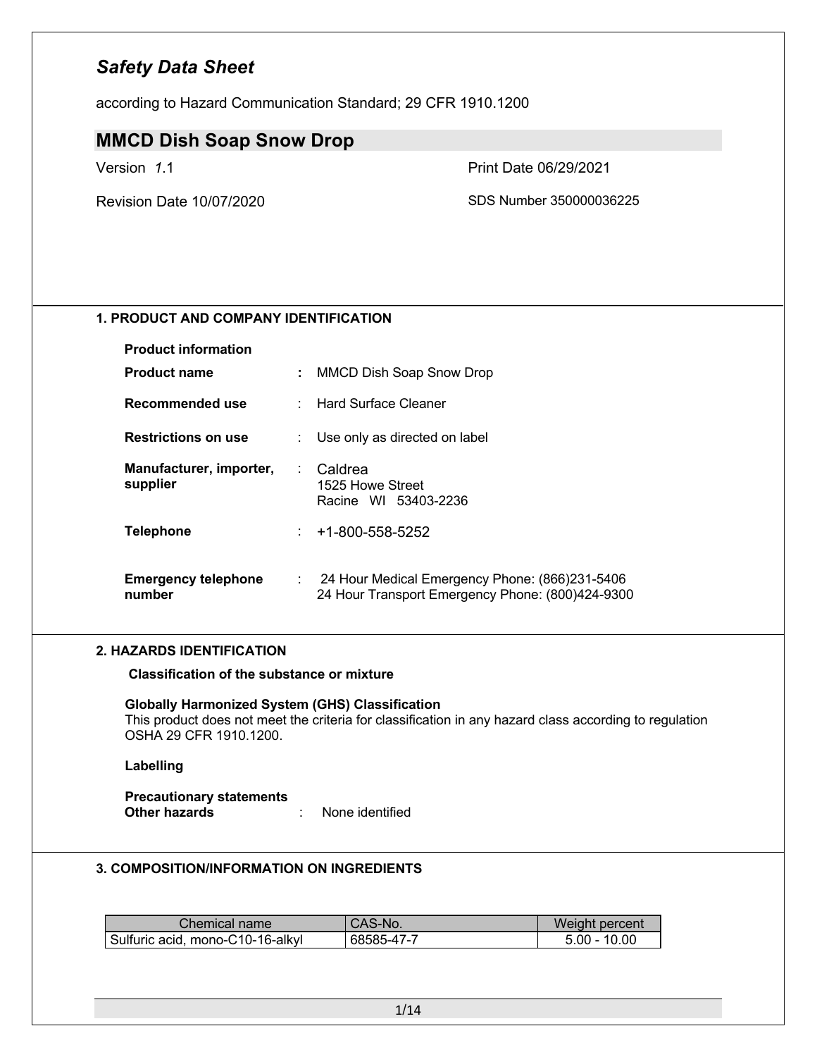# *Safety Data Sheet*

according to Hazard Communication Standard; 29 CFR 1910.1200

## MMCD Dish Soap Snow Drop

Version *1*.1

Print Date 06/29/2021

Revision Date 10/07/2020

SDS Number 350000036225

### 1. PRODUCT AND COMPANY IDENTIFICATION

**Product information**

| | | |
|---|---|---|
| **Product name** | **:** | MMCD Dish Soap Snow Drop |
| **Recommended use** | : | Hard Surface Cleaner |
| **Restrictions on use** | : | Use only as directed on label |
| **Manufacturer, importer, supplier** | : | Caldrea<br>1525 Howe Street<br>Racine WI 53403-2236 |
| **Telephone** | : | +1-800-558-5252 |
| **Emergency telephone number** | : | 24 Hour Medical Emergency Phone: (866)231-5406<br>24 Hour Transport Emergency Phone: (800)424-9300 |

### 2. HAZARDS IDENTIFICATION

**Classification of the substance or mixture**

**Globally Harmonized System (GHS) Classification**
This product does not meet the criteria for classification in any hazard class according to regulation OSHA 29 CFR 1910.1200.

**Labelling**

**Precautionary statements**
**Other hazards** : None identified

### 3. COMPOSITION/INFORMATION ON INGREDIENTS

| Chemical name | CAS-No. | Weight percent |
|---|---|---|
| Sulfuric acid, mono-C10-16-alkyl | 68585-47-7 | 5.00 - 10.00 |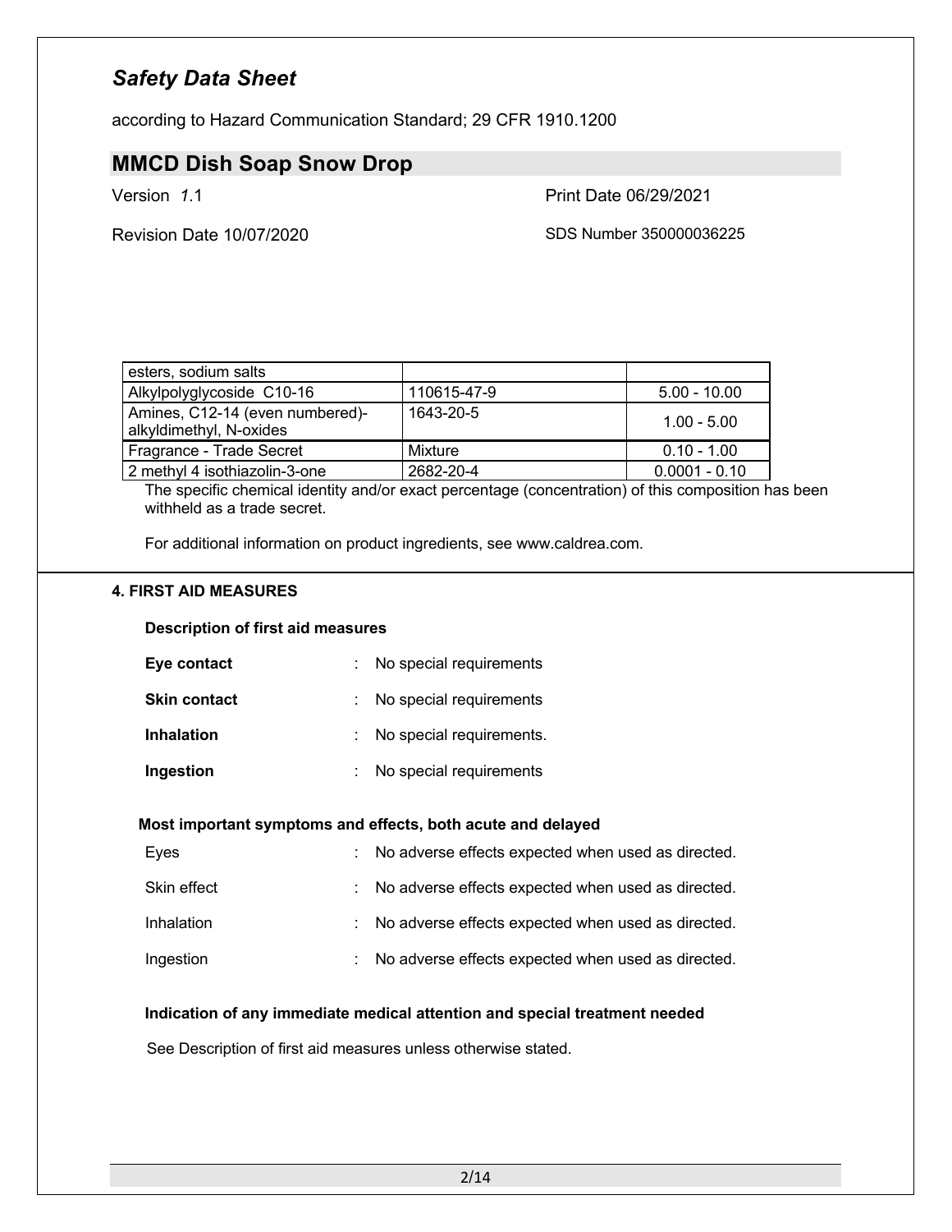| | | |
|---|---|---|
| esters, sodium salts | | |
| Alkylpolyglycoside C10-16 | 110615-47-9 | 5.00 - 10.00 |
| Amines, C12-14 (even numbered)-alkyldimethyl, N-oxides | 1643-20-5 | 1.00 - 5.00 |
| Fragrance - Trade Secret | Mixture | 0.10 - 1.00 |
| 2 methyl 4 isothiazolin-3-one | 2682-20-4 | 0.0001 - 0.10 |

The specific chemical identity and/or exact percentage (concentration) of this composition has been withheld as a trade secret.

For additional information on product ingredients, see www.caldrea.com.

## 4. FIRST AID MEASURES

### Description of first aid measures

**Eye contact** : No special requirements

**Skin contact** : No special requirements

**Inhalation** : No special requirements.

**Ingestion** : No special requirements

### Most important symptoms and effects, both acute and delayed

Eyes : No adverse effects expected when used as directed.

Skin effect : No adverse effects expected when used as directed.

Inhalation : No adverse effects expected when used as directed.

Ingestion : No adverse effects expected when used as directed.

### Indication of any immediate medical attention and special treatment needed

See Description of first aid measures unless otherwise stated.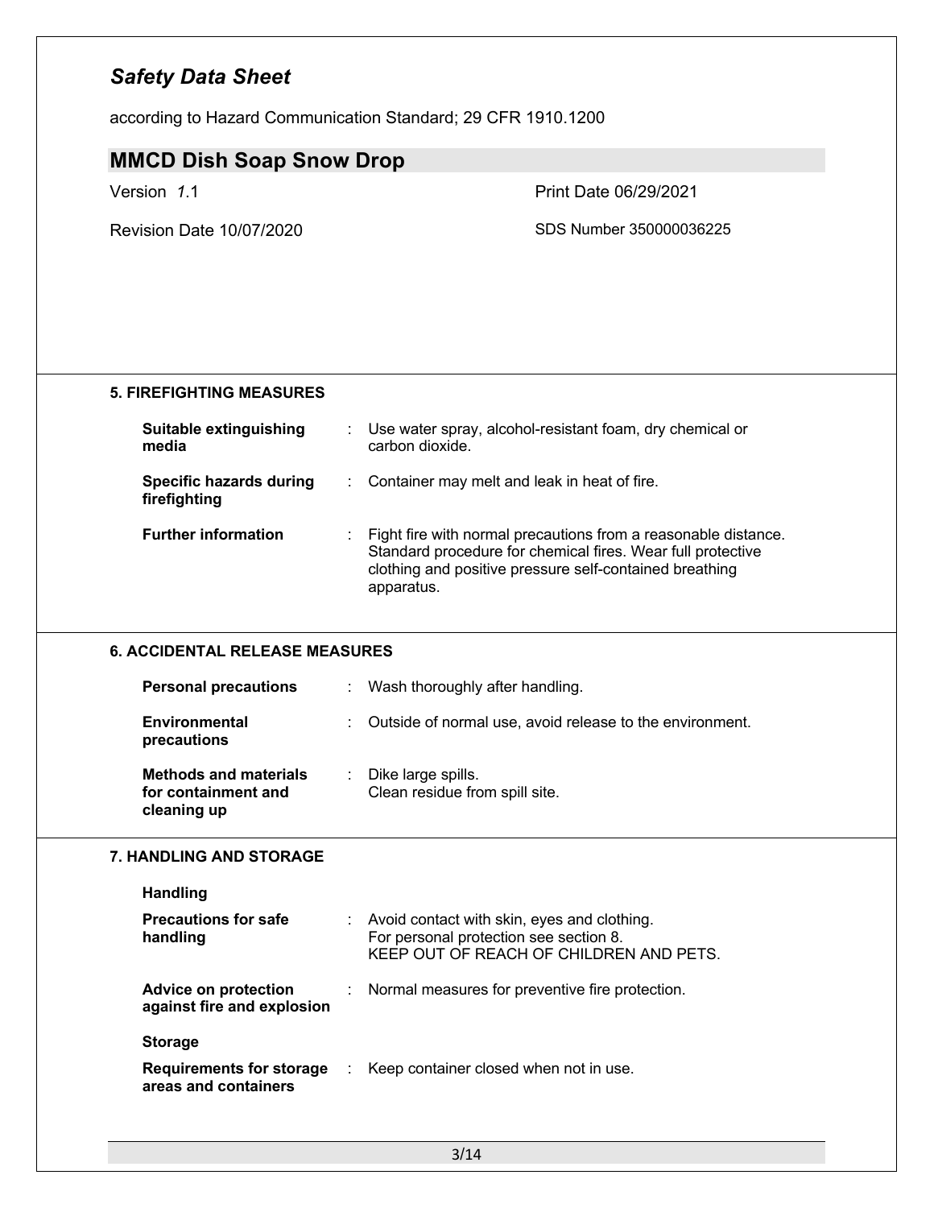## 5. FIREFIGHTING MEASURES

| | |
|---|---|
| **Suitable extinguishing media** | Use water spray, alcohol-resistant foam, dry chemical or carbon dioxide. |
| **Specific hazards during firefighting** | Container may melt and leak in heat of fire. |
| **Further information** | Fight fire with normal precautions from a reasonable distance. Standard procedure for chemical fires. Wear full protective clothing and positive pressure self-contained breathing apparatus. |

## 6. ACCIDENTAL RELEASE MEASURES

| | |
|---|---|
| **Personal precautions** | Wash thoroughly after handling. |
| **Environmental precautions** | Outside of normal use, avoid release to the environment. |
| **Methods and materials for containment and cleaning up** | Dike large spills.<br>Clean residue from spill site. |

## 7. HANDLING AND STORAGE

### Handling

| | |
|---|---|
| **Precautions for safe handling** | Avoid contact with skin, eyes and clothing.<br>For personal protection see section 8.<br>KEEP OUT OF REACH OF CHILDREN AND PETS. |
| **Advice on protection against fire and explosion** | Normal measures for preventive fire protection. |

### Storage

| | |
|---|---|
| **Requirements for storage areas and containers** | Keep container closed when not in use. |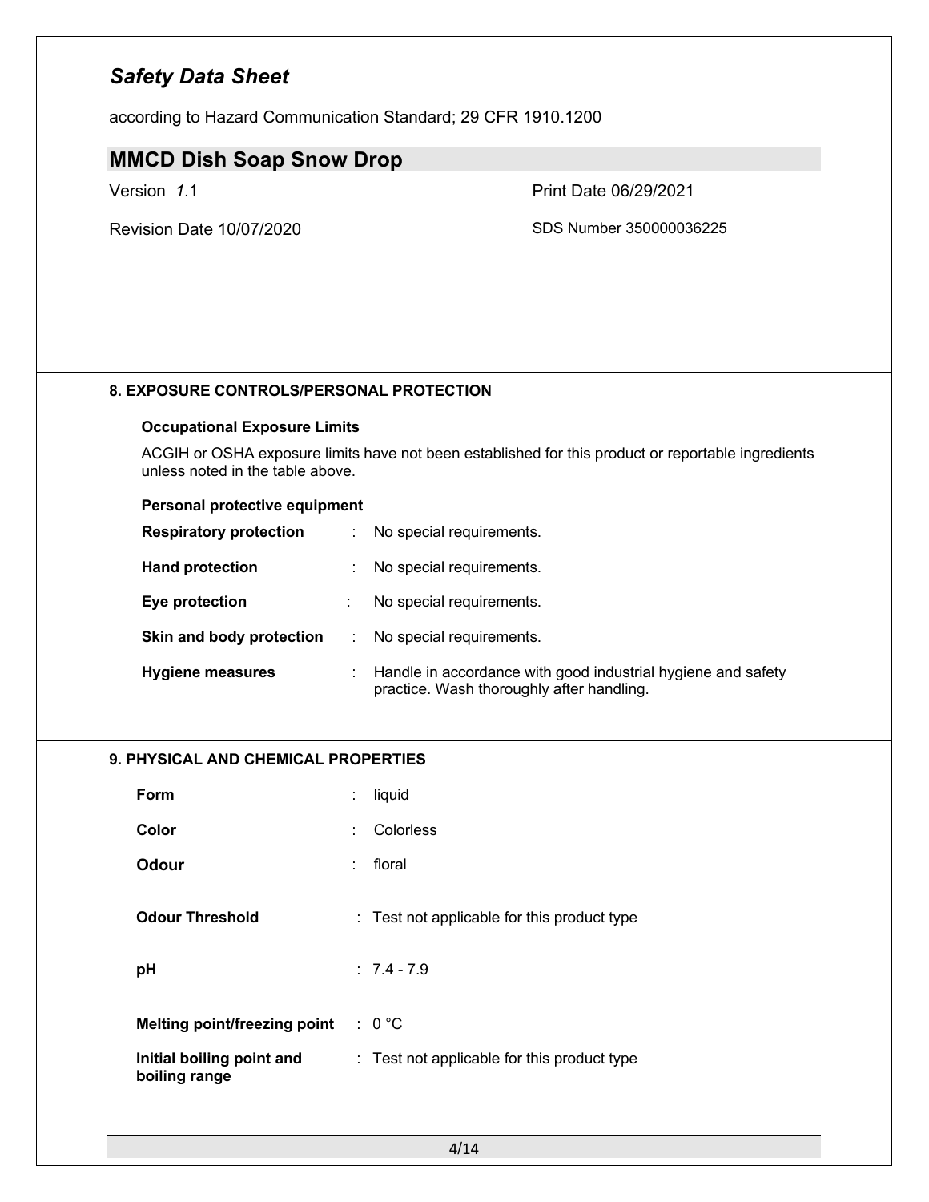## 8. EXPOSURE CONTROLS/PERSONAL PROTECTION

### Occupational Exposure Limits

ACGIH or OSHA exposure limits have not been established for this product or reportable ingredients unless noted in the table above.

### Personal protective equipment

| | | |
|---|---|---|
| **Respiratory protection** | : | No special requirements. |
| **Hand protection** | : | No special requirements. |
| **Eye protection** | : | No special requirements. |
| **Skin and body protection** | : | No special requirements. |
| **Hygiene measures** | : | Handle in accordance with good industrial hygiene and safety practice. Wash thoroughly after handling. |

## 9. PHYSICAL AND CHEMICAL PROPERTIES

| | | |
|---|---|---|
| **Form** | : | liquid |
| **Color** | : | Colorless |
| **Odour** | : | floral |
| **Odour Threshold** | : | Test not applicable for this product type |
| **pH** | : | 7.4 - 7.9 |
| **Melting point/freezing point** | : | 0 °C |
| **Initial boiling point and boiling range** | : | Test not applicable for this product type |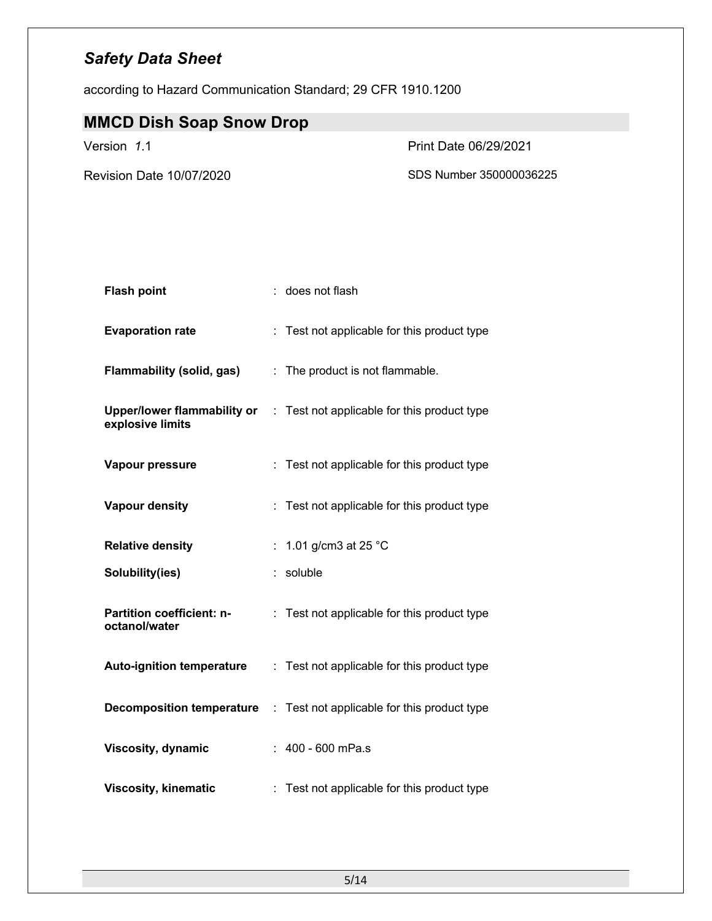| | | |
|---|---|---|
| **Flash point** | : | does not flash |
| **Evaporation rate** | : | Test not applicable for this product type |
| **Flammability (solid, gas)** | : | The product is not flammable. |
| **Upper/lower flammability or explosive limits** | : | Test not applicable for this product type |
| **Vapour pressure** | : | Test not applicable for this product type |
| **Vapour density** | : | Test not applicable for this product type |
| **Relative density** | : | 1.01 g/cm3 at 25 °C |
| **Solubility(ies)** | : | soluble |
| **Partition coefficient: n-octanol/water** | : | Test not applicable for this product type |
| **Auto-ignition temperature** | : | Test not applicable for this product type |
| **Decomposition temperature** | : | Test not applicable for this product type |
| **Viscosity, dynamic** | : | 400 - 600 mPa.s |
| **Viscosity, kinematic** | : | Test not applicable for this product type |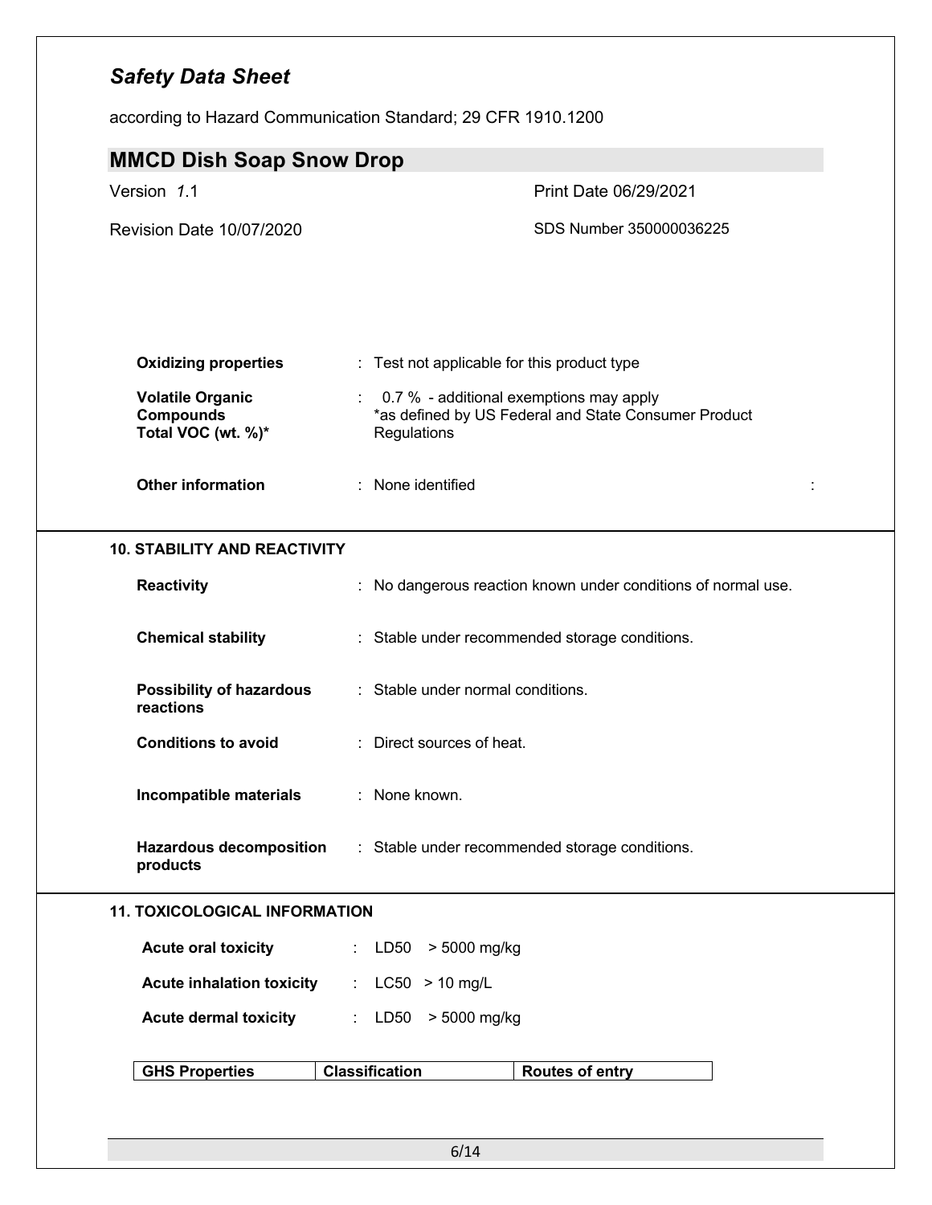| | |
|---|---|
| **Oxidizing properties** | : Test not applicable for this product type |
| **Volatile Organic Compounds Total VOC (wt. %)*** | : 0.7 % - additional exemptions may apply *as defined by US Federal and State Consumer Product Regulations |
| **Other information** | : None identified |

## 10. STABILITY AND REACTIVITY

| | |
|---|---|
| **Reactivity** | : No dangerous reaction known under conditions of normal use. |
| **Chemical stability** | : Stable under recommended storage conditions. |
| **Possibility of hazardous reactions** | : Stable under normal conditions. |
| **Conditions to avoid** | : Direct sources of heat. |
| **Incompatible materials** | : None known. |
| **Hazardous decomposition products** | : Stable under recommended storage conditions. |

## 11. TOXICOLOGICAL INFORMATION

| | |
|---|---|
| **Acute oral toxicity** | : LD50 > 5000 mg/kg |
| **Acute inhalation toxicity** | : LC50 > 10 mg/L |
| **Acute dermal toxicity** | : LD50 > 5000 mg/kg |

| GHS Properties | Classification | Routes of entry |
|---|---|---|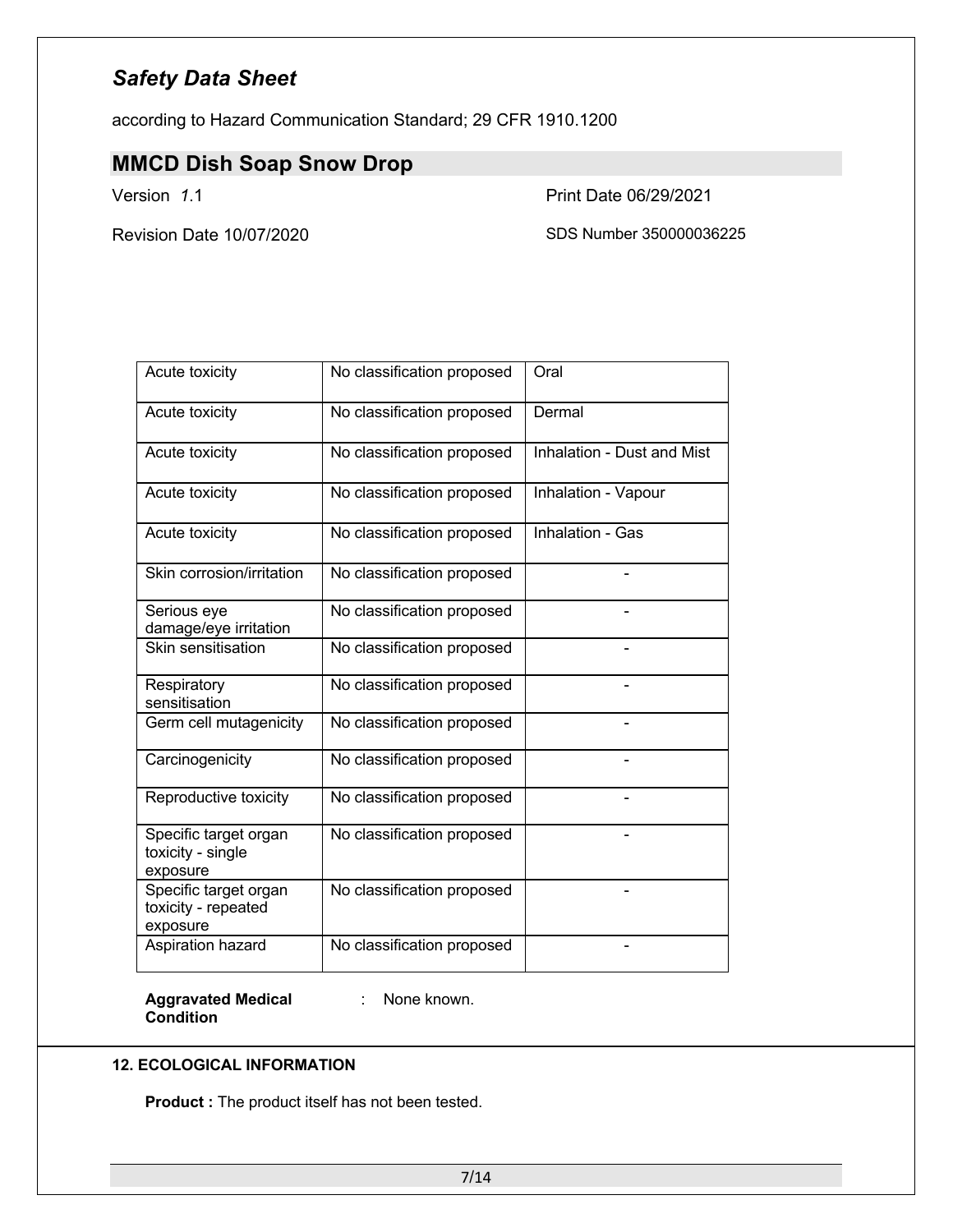| Acute toxicity | No classification proposed | Oral |
| --- | --- | --- |
| Acute toxicity | No classification proposed | Dermal |
| Acute toxicity | No classification proposed | Inhalation - Dust and Mist |
| Acute toxicity | No classification proposed | Inhalation - Vapour |
| Acute toxicity | No classification proposed | Inhalation - Gas |
| Skin corrosion/irritation | No classification proposed | - |
| Serious eye damage/eye irritation | No classification proposed | - |
| Skin sensitisation | No classification proposed | - |
| Respiratory sensitisation | No classification proposed | - |
| Germ cell mutagenicity | No classification proposed | - |
| Carcinogenicity | No classification proposed | - |
| Reproductive toxicity | No classification proposed | - |
| Specific target organ toxicity - single exposure | No classification proposed | - |
| Specific target organ toxicity - repeated exposure | No classification proposed | - |
| Aspiration hazard | No classification proposed | - |

**Aggravated Medical Condition** : None known.

## 12. ECOLOGICAL INFORMATION

**Product :** The product itself has not been tested.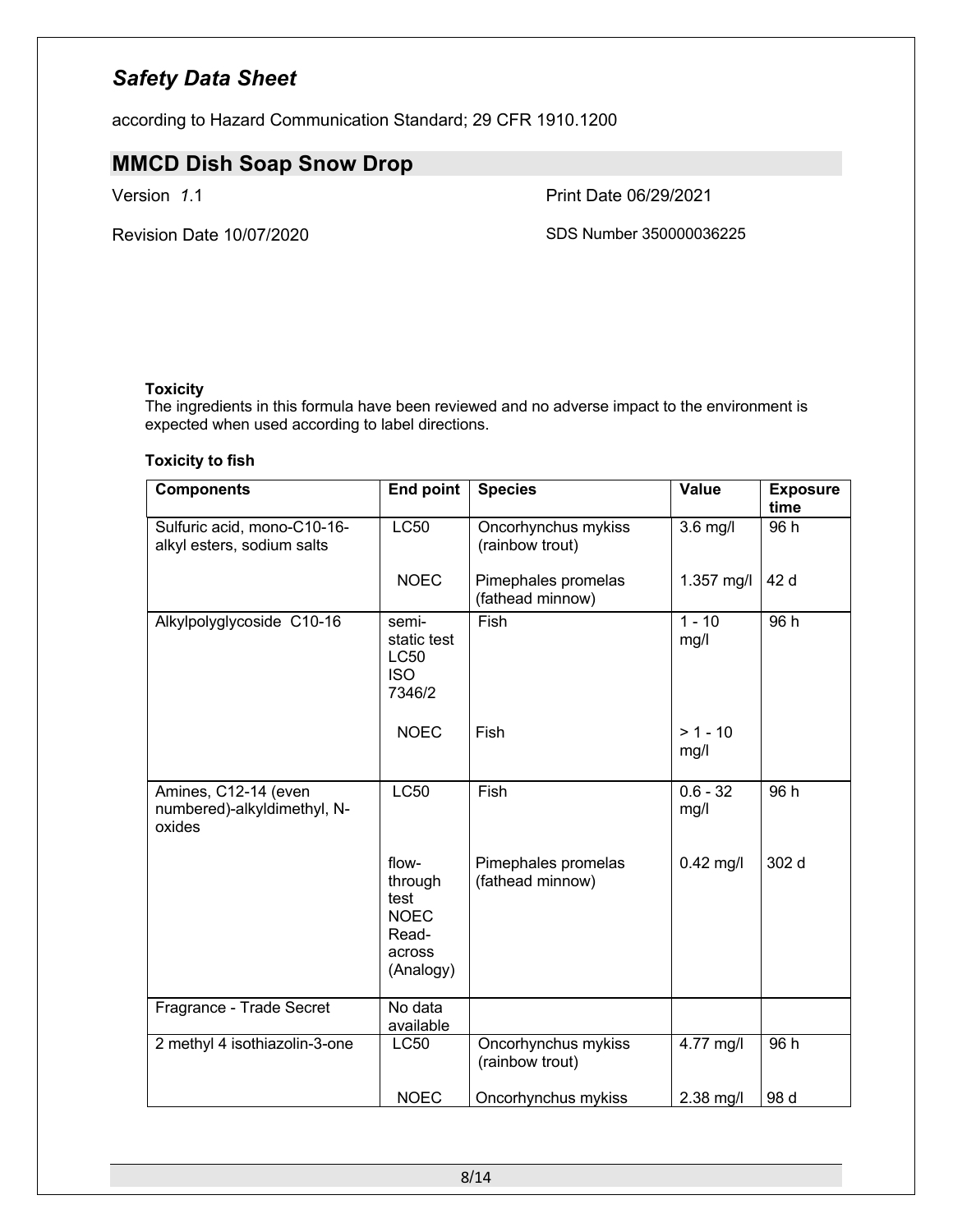*Safety Data Sheet*

according to Hazard Communication Standard; 29 CFR 1910.1200

## MMCD Dish Soap Snow Drop

Version *1*.1

Print Date 06/29/2021

Revision Date 10/07/2020

SDS Number 350000036225

**Toxicity**

The ingredients in this formula have been reviewed and no adverse impact to the environment is expected when used according to label directions.

**Toxicity to fish**

| Components | End point | Species | Value | Exposure time |
|---|---|---|---|---|
| Sulfuric acid, mono-C10-16-alkyl esters, sodium salts | LC50 | Oncorhynchus mykiss (rainbow trout) | 3.6 mg/l | 96 h |
| | NOEC | Pimephales promelas (fathead minnow) | 1.357 mg/l | 42 d |
| Alkylpolyglycoside C10-16 | semi-static test LC50 ISO 7346/2 | Fish | 1 - 10 mg/l | 96 h |
| | NOEC | Fish | > 1 - 10 mg/l | |
| Amines, C12-14 (even numbered)-alkyldimethyl, N-oxides | LC50 | Fish | 0.6 - 32 mg/l | 96 h |
| | flow-through test NOEC Read-across (Analogy) | Pimephales promelas (fathead minnow) | 0.42 mg/l | 302 d |
| Fragrance - Trade Secret | No data available | | | |
| 2 methyl 4 isothiazolin-3-one | LC50 | Oncorhynchus mykiss (rainbow trout) | 4.77 mg/l | 96 h |
| | NOEC | Oncorhynchus mykiss | 2.38 mg/l | 98 d |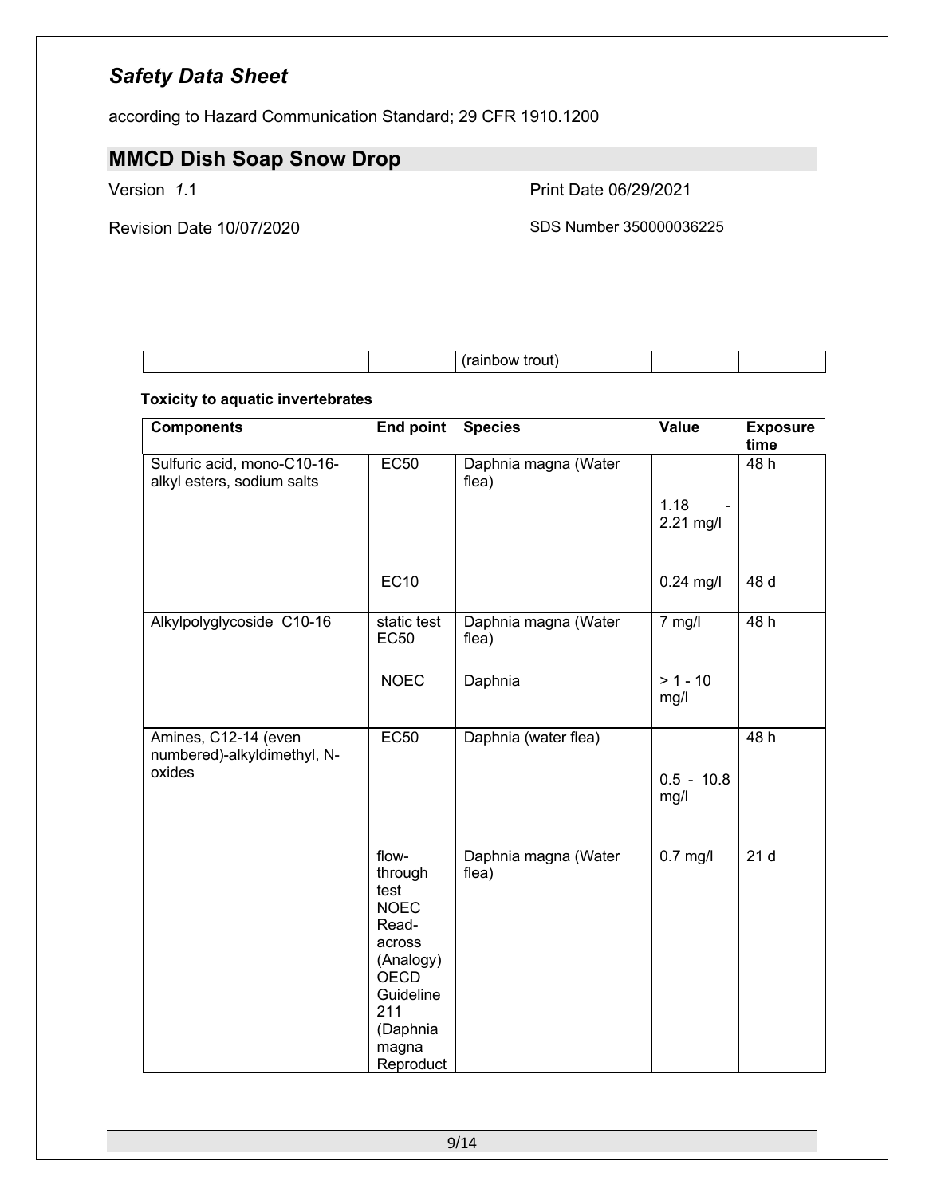| | | (rainbow trout) | | |
|---|---|---|---|---|

**Toxicity to aquatic invertebrates**

| Components | End point | Species | Value | Exposure time |
|---|---|---|---|---|
| Sulfuric acid, mono-C10-16-alkyl esters, sodium salts | EC50 | Daphnia magna (Water flea) | 1.18 - 2.21 mg/l | 48 h |
| | EC10 | | 0.24 mg/l | 48 d |
| Alkylpolyglycoside C10-16 | static test EC50 | Daphnia magna (Water flea) | 7 mg/l | 48 h |
| | NOEC | Daphnia | > 1 - 10 mg/l | |
| Amines, C12-14 (even numbered)-alkyldimethyl, N-oxides | EC50 | Daphnia (water flea) | 0.5 - 10.8 mg/l | 48 h |
| | flow-through test NOEC Read-across (Analogy) OECD Guideline 211 (Daphnia magna Reproduct | Daphnia magna (Water flea) | 0.7 mg/l | 21 d |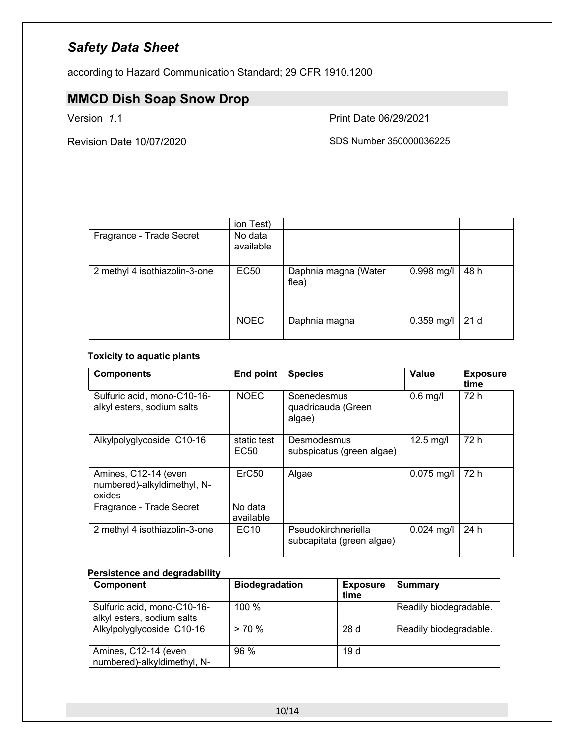| | ion Test) | | | |
|---|---|---|---|---|
| Fragrance - Trade Secret | No data available | | | |
| 2 methyl 4 isothiazolin-3-one | EC50 | Daphnia magna (Water flea) | 0.998 mg/l | 48 h |
| | NOEC | Daphnia magna | 0.359 mg/l | 21 d |

**Toxicity to aquatic plants**

| Components | End point | Species | Value | Exposure time |
|---|---|---|---|---|
| Sulfuric acid, mono-C10-16-alkyl esters, sodium salts | NOEC | Scenedesmus quadricauda (Green algae) | 0.6 mg/l | 72 h |
| Alkylpolyglycoside C10-16 | static test EC50 | Desmodesmus subspicatus (green algae) | 12.5 mg/l | 72 h |
| Amines, C12-14 (even numbered)-alkyldimethyl, N-oxides | ErC50 | Algae | 0.075 mg/l | 72 h |
| Fragrance - Trade Secret | No data available | | | |
| 2 methyl 4 isothiazolin-3-one | EC10 | Pseudokirchneriella subcapitata (green algae) | 0.024 mg/l | 24 h |

**Persistence and degradability**

| Component | Biodegradation | Exposure time | Summary |
|---|---|---|---|
| Sulfuric acid, mono-C10-16-alkyl esters, sodium salts | 100 % | | Readily biodegradable. |
| Alkylpolyglycoside C10-16 | > 70 % | 28 d | Readily biodegradable. |
| Amines, C12-14 (even numbered)-alkyldimethyl, N- | 96 % | 19 d | |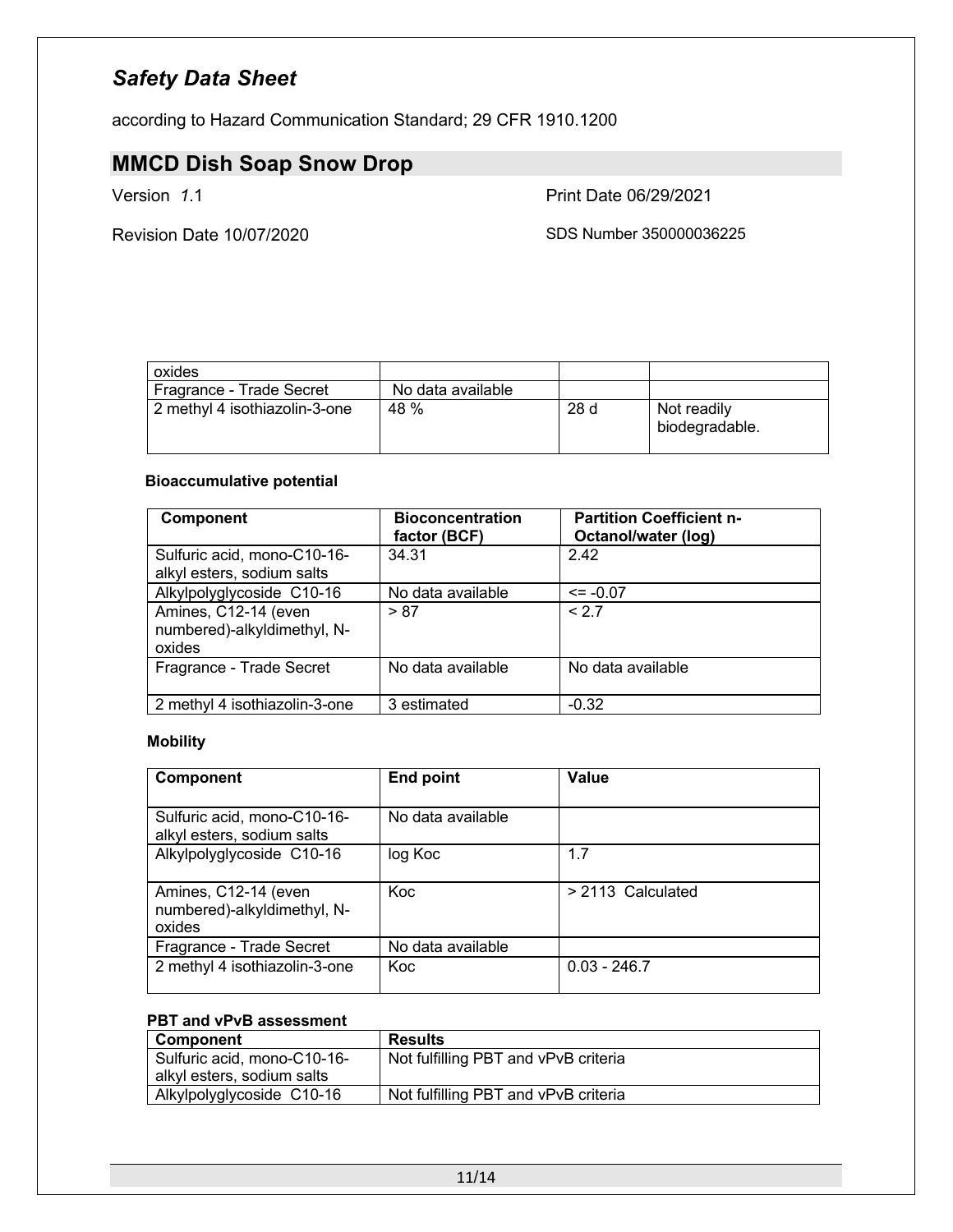| oxides | | | |
|---|---|---|---|
| Fragrance - Trade Secret | No data available | | |
| 2 methyl 4 isothiazolin-3-one | 48 % | 28 d | Not readily biodegradable. |

**Bioaccumulative potential**

| Component | Bioconcentration factor (BCF) | Partition Coefficient n-Octanol/water (log) |
|---|---|---|
| Sulfuric acid, mono-C10-16-alkyl esters, sodium salts | 34.31 | 2.42 |
| Alkylpolyglycoside C10-16 | No data available | <= -0.07 |
| Amines, C12-14 (even numbered)-alkyldimethyl, N-oxides | > 87 | < 2.7 |
| Fragrance - Trade Secret | No data available | No data available |
| 2 methyl 4 isothiazolin-3-one | 3 estimated | -0.32 |

**Mobility**

| Component | End point | Value |
|---|---|---|
| Sulfuric acid, mono-C10-16-alkyl esters, sodium salts | No data available | |
| Alkylpolyglycoside C10-16 | log Koc | 1.7 |
| Amines, C12-14 (even numbered)-alkyldimethyl, N-oxides | Koc | > 2113 Calculated |
| Fragrance - Trade Secret | No data available | |
| 2 methyl 4 isothiazolin-3-one | Koc | 0.03 - 246.7 |

**PBT and vPvB assessment**

| Component | Results |
|---|---|
| Sulfuric acid, mono-C10-16-alkyl esters, sodium salts | Not fulfilling PBT and vPvB criteria |
| Alkylpolyglycoside C10-16 | Not fulfilling PBT and vPvB criteria |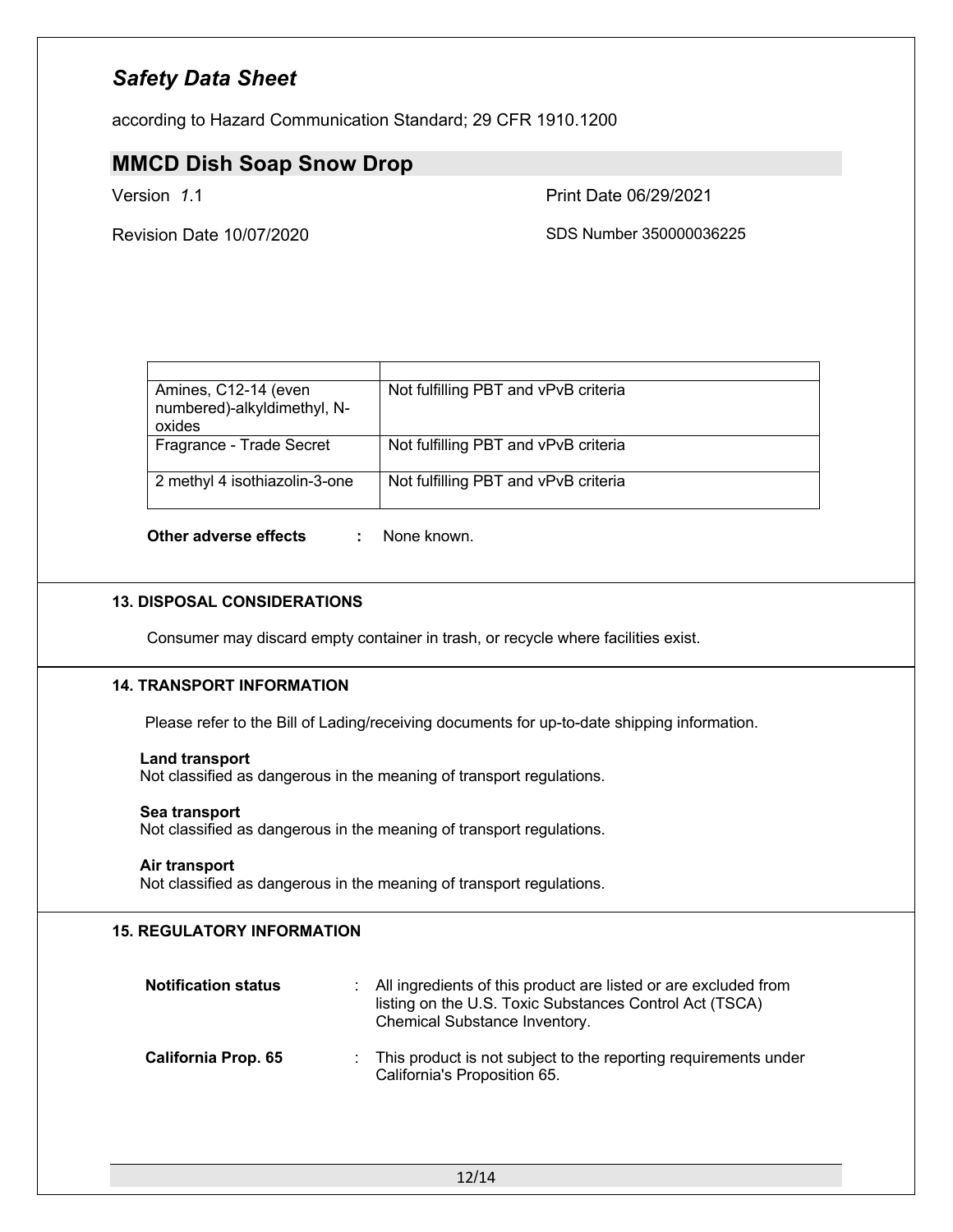| | |
|---|---|
| Amines, C12-14 (even numbered)-alkyldimethyl, N-oxides | Not fulfilling PBT and vPvB criteria |
| Fragrance - Trade Secret | Not fulfilling PBT and vPvB criteria |
| 2 methyl 4 isothiazolin-3-one | Not fulfilling PBT and vPvB criteria |

**Other adverse effects** : None known.

## 13. DISPOSAL CONSIDERATIONS

Consumer may discard empty container in trash, or recycle where facilities exist.

## 14. TRANSPORT INFORMATION

Please refer to the Bill of Lading/receiving documents for up-to-date shipping information.

**Land transport**
Not classified as dangerous in the meaning of transport regulations.

**Sea transport**
Not classified as dangerous in the meaning of transport regulations.

**Air transport**
Not classified as dangerous in the meaning of transport regulations.

## 15. REGULATORY INFORMATION

**Notification status** : All ingredients of this product are listed or are excluded from listing on the U.S. Toxic Substances Control Act (TSCA) Chemical Substance Inventory.

**California Prop. 65** : This product is not subject to the reporting requirements under California's Proposition 65.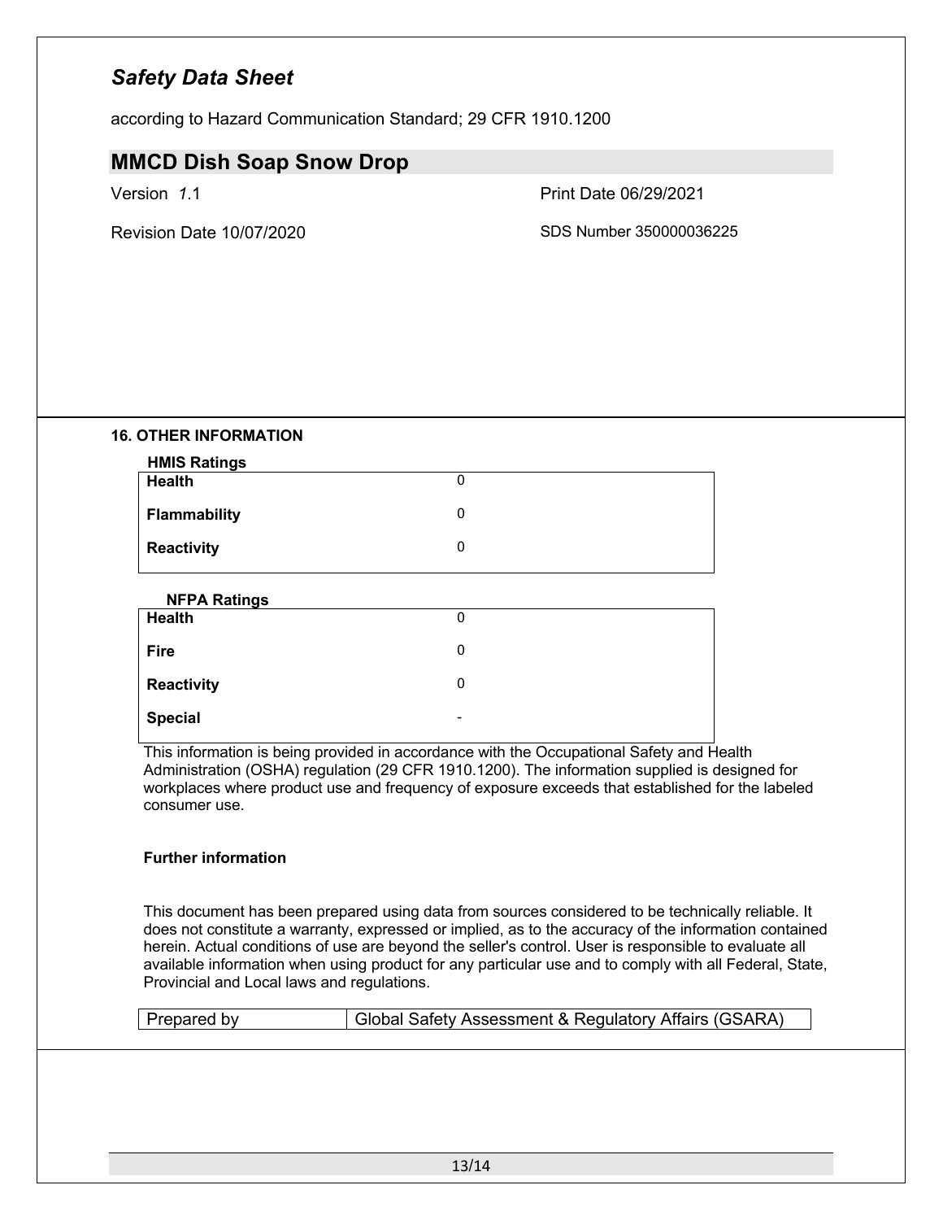## 16. OTHER INFORMATION

**HMIS Ratings**

| | |
|---|---|
| **Health** | 0 |
| **Flammability** | 0 |
| **Reactivity** | 0 |

**NFPA Ratings**

| | |
|---|---|
| **Health** | 0 |
| **Fire** | 0 |
| **Reactivity** | 0 |
| **Special** | - |

This information is being provided in accordance with the Occupational Safety and Health Administration (OSHA) regulation (29 CFR 1910.1200). The information supplied is designed for workplaces where product use and frequency of exposure exceeds that established for the labeled consumer use.

**Further information**

This document has been prepared using data from sources considered to be technically reliable. It does not constitute a warranty, expressed or implied, as to the accuracy of the information contained herein. Actual conditions of use are beyond the seller's control. User is responsible to evaluate all available information when using product for any particular use and to comply with all Federal, State, Provincial and Local laws and regulations.

| Prepared by | Global Safety Assessment & Regulatory Affairs (GSARA) |
|---|---|